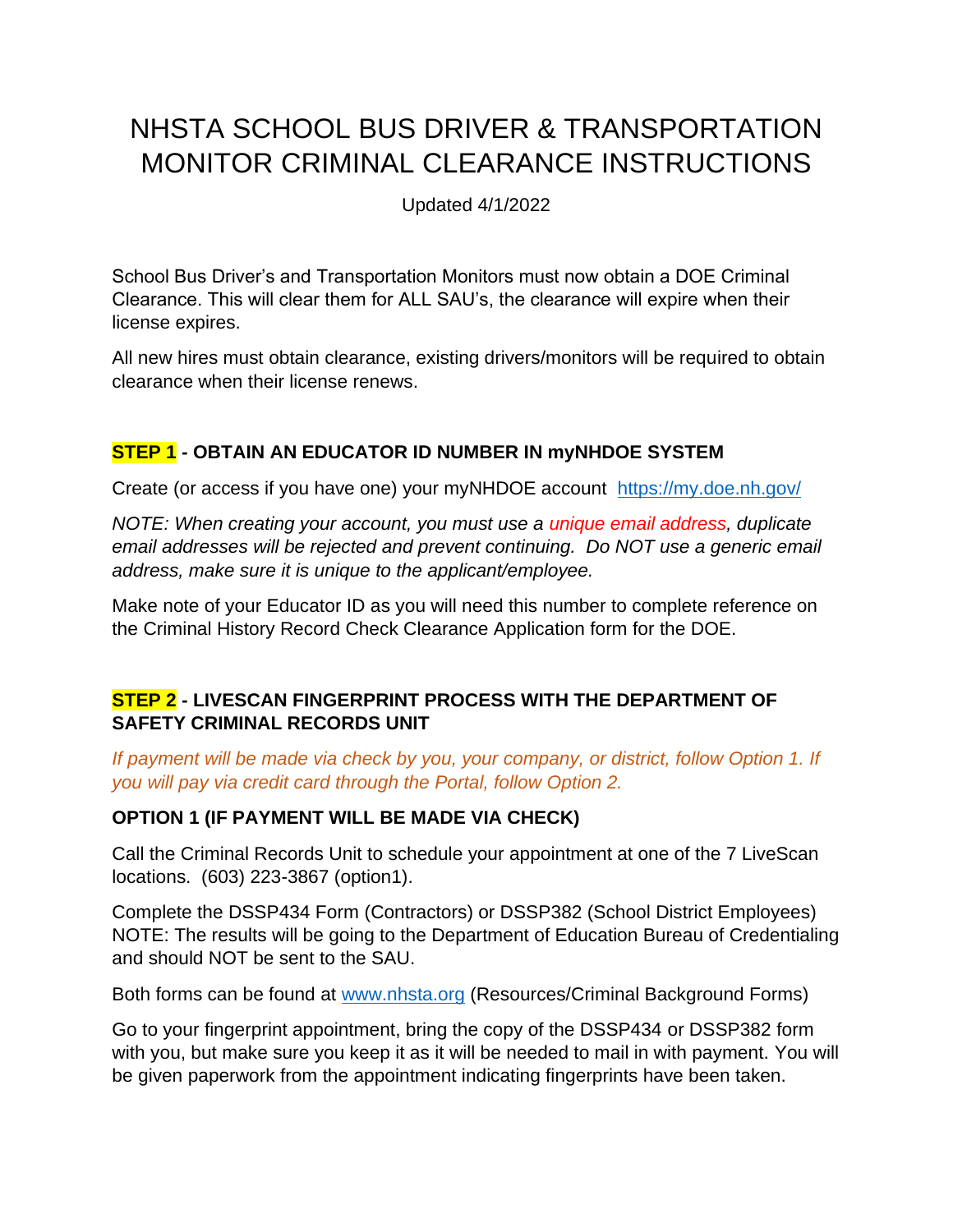# NHSTA SCHOOL BUS DRIVER & TRANSPORTATION MONITOR CRIMINAL CLEARANCE INSTRUCTIONS

Updated 4/1/2022

School Bus Driver's and Transportation Monitors must now obtain a DOE Criminal Clearance. This will clear them for ALL SAU's, the clearance will expire when their license expires.

All new hires must obtain clearance, existing drivers/monitors will be required to obtain clearance when their license renews.

### STEP 1 - OBTAIN AN EDUCATOR ID NUMBER IN myNHDOE SYSTEM

Create (or access if you have one) your myNHDOE account [https://my.doe.nh.gov/](https://my.doe.nh.gov/)

*NOTE: When creating your account, you must use a unique email address, duplicate email addresses will be rejected and prevent continuing. Do NOT use a generic email address, make sure it is unique to the applicant/employee.*

Make note of your Educator ID as you will need this number to complete reference on the Criminal History Record Check Clearance Application form for the DOE.

### STEP 2 - LIVESCAN FINGERPRINT PROCESS WITH THE DEPARTMENT OF SAFETY CRIMINAL RECORDS UNIT

*If payment will be made via check by you, your company, or district, follow Option 1. If you will pay via credit card through the Portal, follow Option 2.*

**OPTION 1 (IF PAYMENT WILL BE MADE VIA CHECK)**

Call the Criminal Records Unit to schedule your appointment at one of the 7 LiveScan locations. (603) 223-3867 (option1).

Complete the DSSP434 Form (Contractors) or DSSP382 (School District Employees) NOTE: The results will be going to the Department of Education Bureau of Credentialing and should NOT be sent to the SAU.

Both forms can be found at [www.nhsta.org](http://www.nhsta.org) (Resources/Criminal Background Forms)

Go to your fingerprint appointment, bring the copy of the DSSP434 or DSSP382 form with you, but make sure you keep it as it will be needed to mail in with payment. You will be given paperwork from the appointment indicating fingerprints have been taken.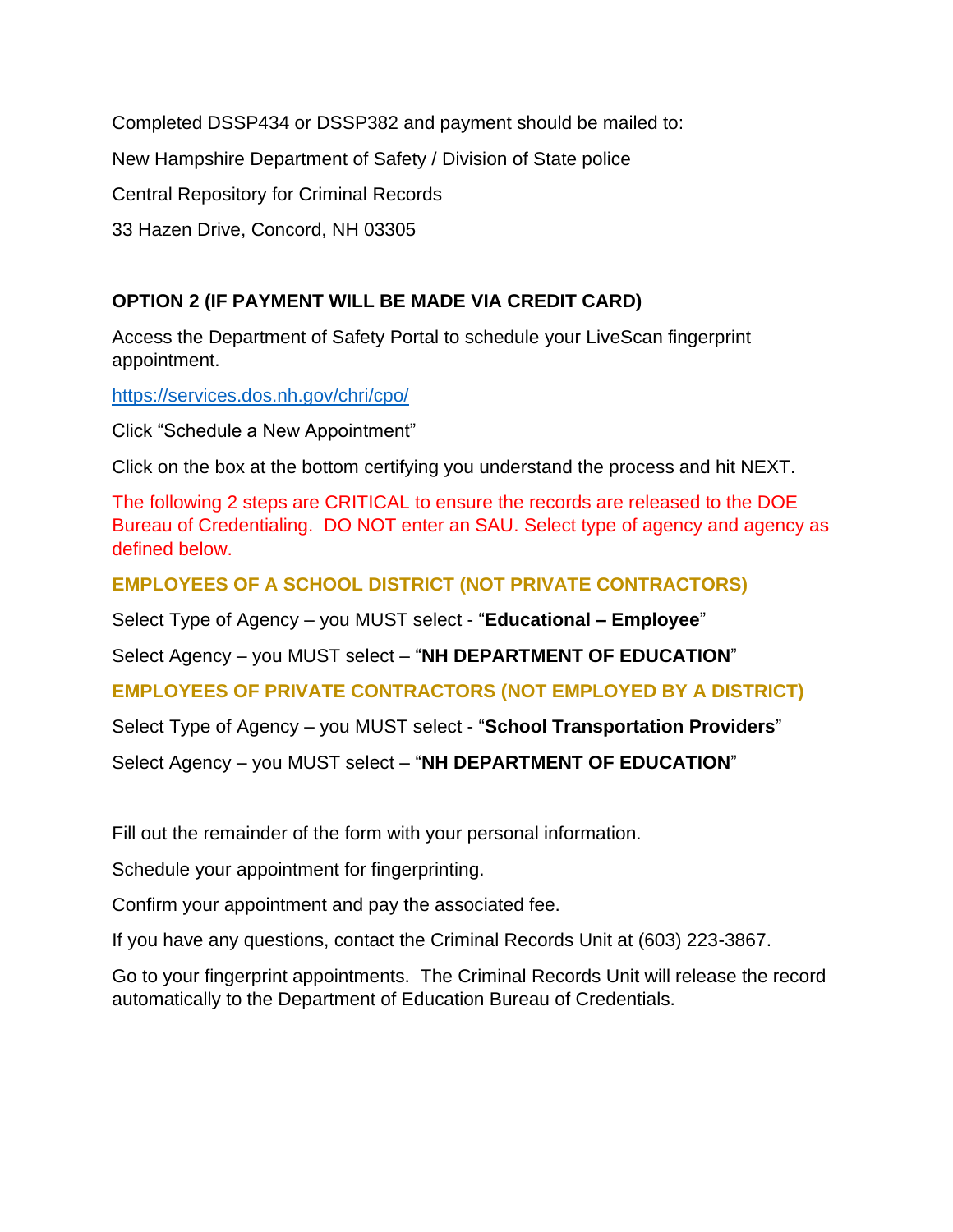Completed DSSP434 or DSSP382 and payment should be mailed to:

New Hampshire Department of Safety / Division of State police

Central Repository for Criminal Records

33 Hazen Drive, Concord, NH 03305

**OPTION 2 (IF PAYMENT WILL BE MADE VIA CREDIT CARD)**

Access the Department of Safety Portal to schedule your LiveScan fingerprint appointment.

https://services.dos.nh.gov/chri/cpo/

Click "Schedule a New Appointment"

Click on the box at the bottom certifying you understand the process and hit NEXT.

The following 2 steps are CRITICAL to ensure the records are released to the DOE Bureau of Credentialing. DO NOT enter an SAU. Select type of agency and agency as defined below.

**EMPLOYEES OF A SCHOOL DISTRICT (NOT PRIVATE CONTRACTORS)**

Select Type of Agency – you MUST select - "**Educational – Employee**"

Select Agency – you MUST select – "**NH DEPARTMENT OF EDUCATION**"

**EMPLOYEES OF PRIVATE CONTRACTORS (NOT EMPLOYED BY A DISTRICT)**

Select Type of Agency – you MUST select - "**School Transportation Providers**"

Select Agency – you MUST select – "**NH DEPARTMENT OF EDUCATION**"

Fill out the remainder of the form with your personal information.

Schedule your appointment for fingerprinting.

Confirm your appointment and pay the associated fee.

If you have any questions, contact the Criminal Records Unit at (603) 223-3867.

Go to your fingerprint appointments. The Criminal Records Unit will release the record automatically to the Department of Education Bureau of Credentials.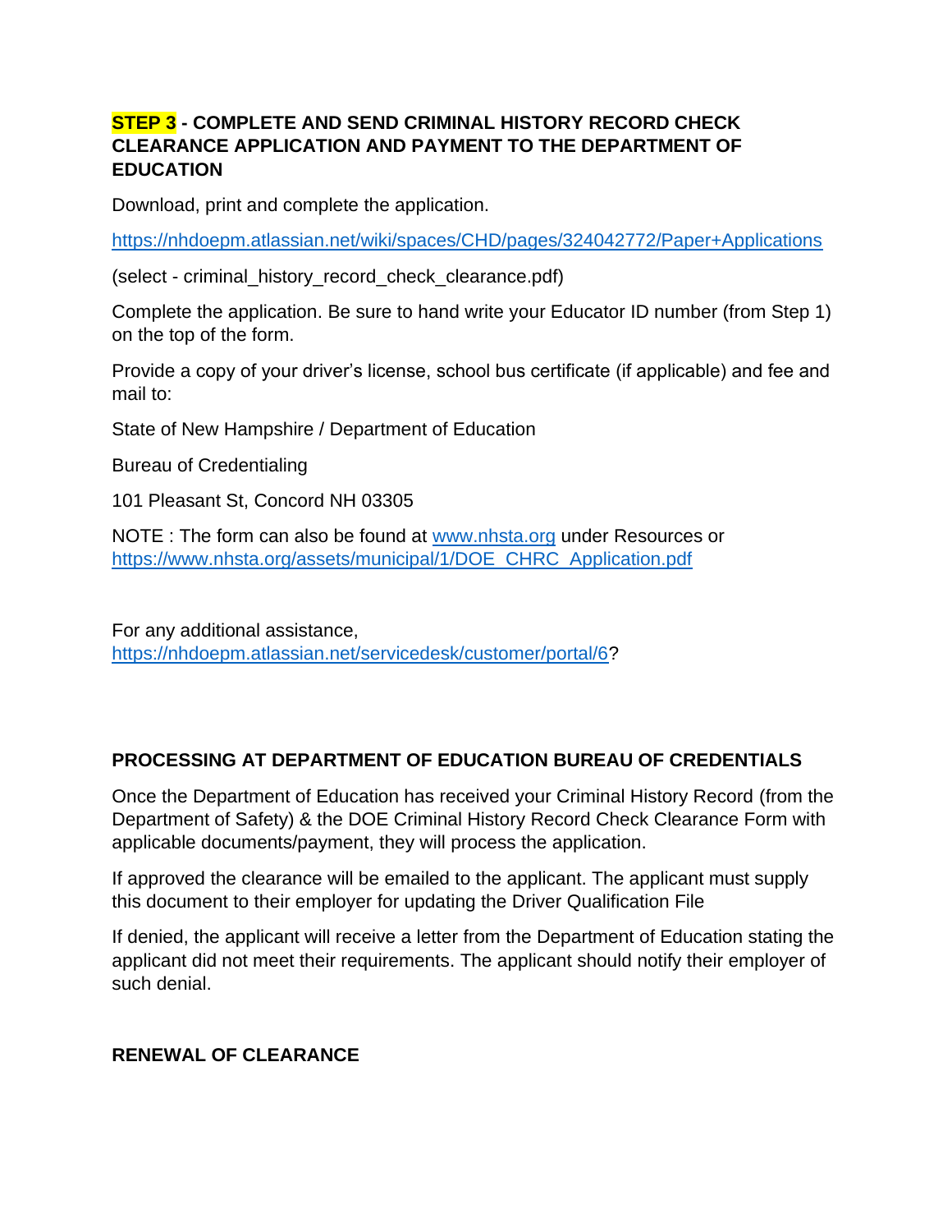**STEP 3 - COMPLETE AND SEND CRIMINAL HISTORY RECORD CHECK CLEARANCE APPLICATION AND PAYMENT TO THE DEPARTMENT OF EDUCATION**

Download, print and complete the application.

https://nhdoepm.atlassian.net/wiki/spaces/CHD/pages/324042772/Paper+Applications

(select - criminal_history_record_check_clearance.pdf)

Complete the application. Be sure to hand write your Educator ID number (from Step 1) on the top of the form.

Provide a copy of your driver's license, school bus certificate (if applicable) and fee and mail to:

State of New Hampshire / Department of Education

Bureau of Credentialing

101 Pleasant St, Concord NH 03305

NOTE : The form can also be found at www.nhsta.org under Resources or https://www.nhsta.org/assets/municipal/1/DOE_CHRC_Application.pdf

For any additional assistance, https://nhdoepm.atlassian.net/servicedesk/customer/portal/6?

**PROCESSING AT DEPARTMENT OF EDUCATION BUREAU OF CREDENTIALS**

Once the Department of Education has received your Criminal History Record (from the Department of Safety) & the DOE Criminal History Record Check Clearance Form with applicable documents/payment, they will process the application.

If approved the clearance will be emailed to the applicant. The applicant must supply this document to their employer for updating the Driver Qualification File

If denied, the applicant will receive a letter from the Department of Education stating the applicant did not meet their requirements. The applicant should notify their employer of such denial.

**RENEWAL OF CLEARANCE**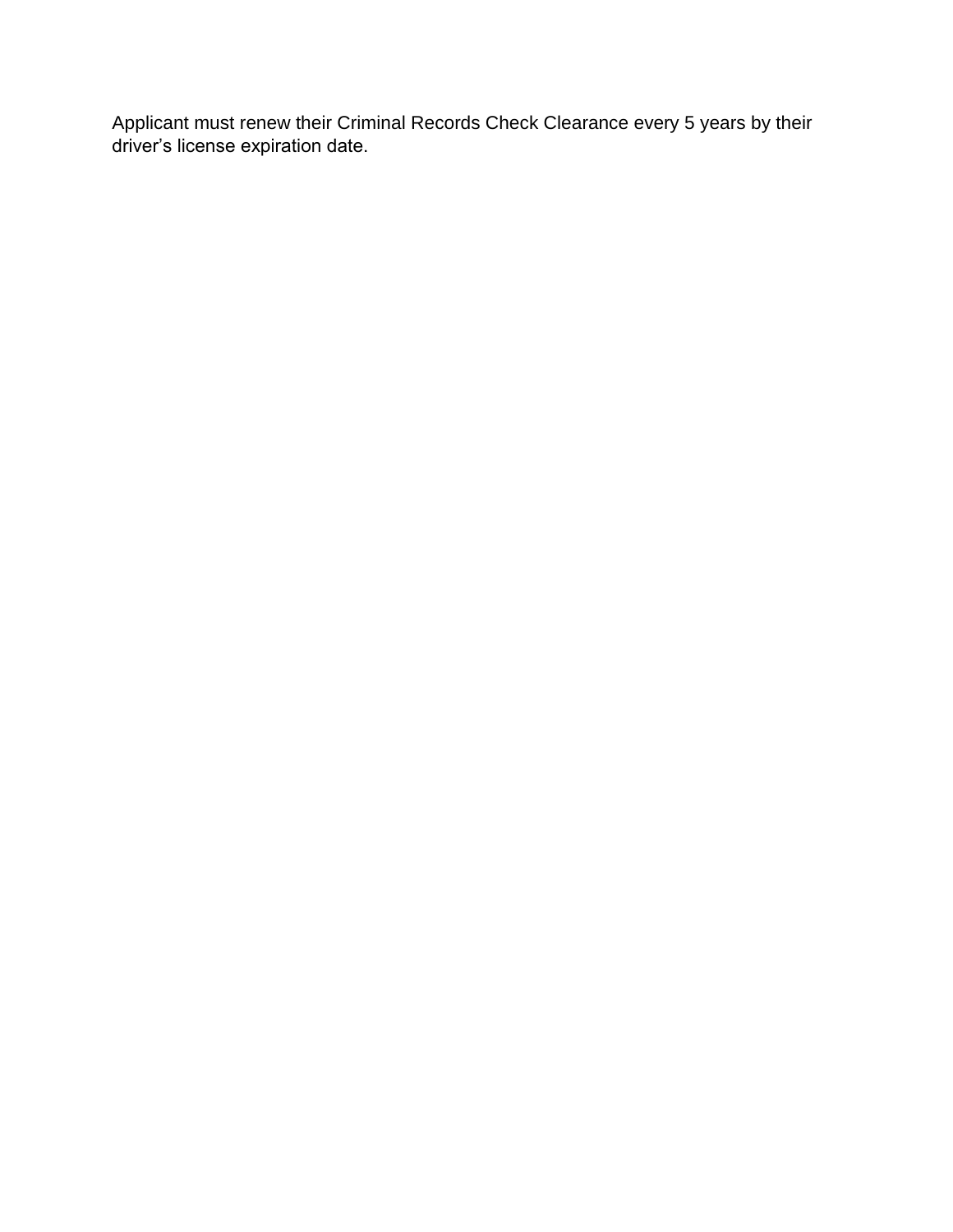Applicant must renew their Criminal Records Check Clearance every 5 years by their driver's license expiration date.